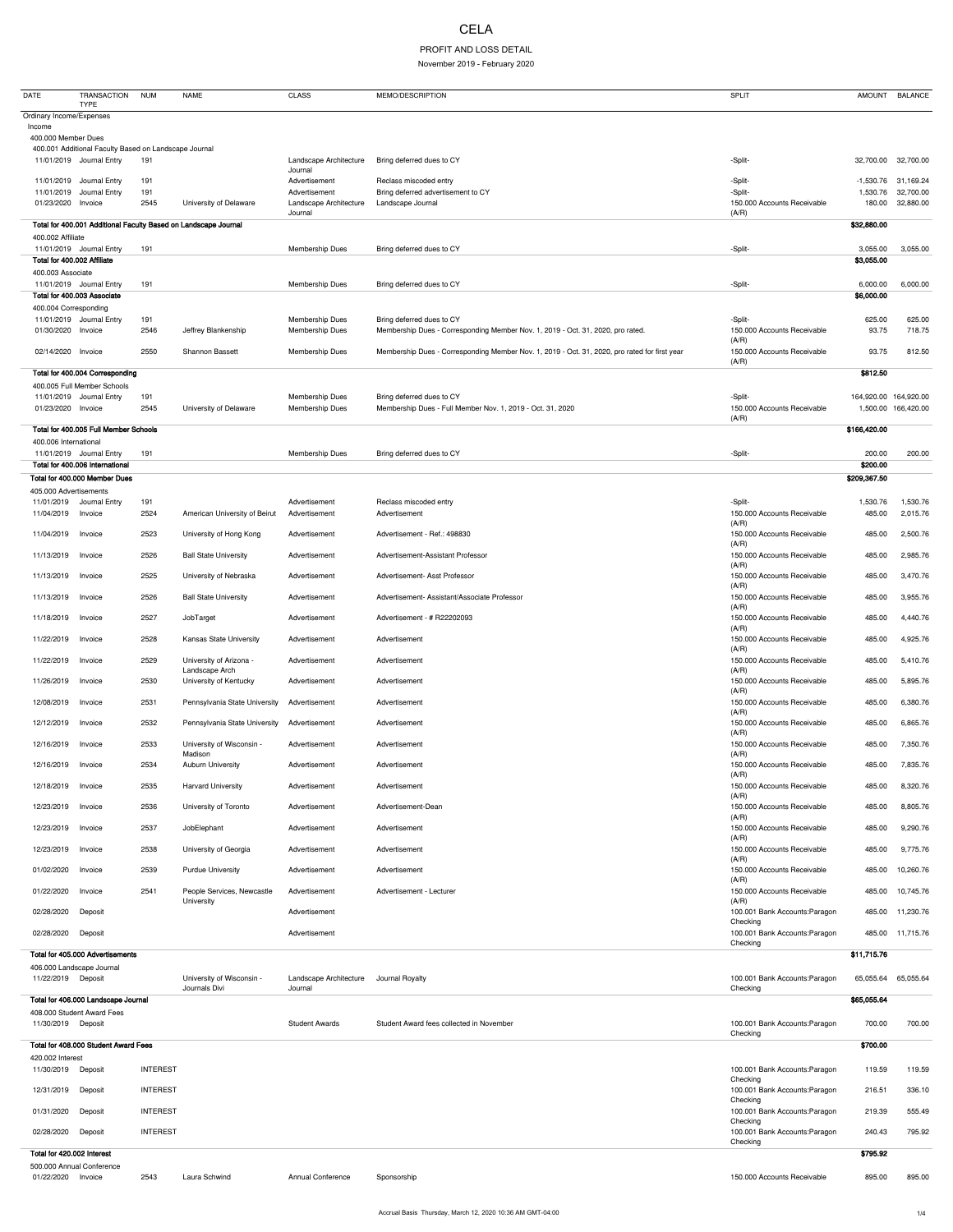# CELA

## PROFIT AND LOSS DETAIL

November 2019 - February 2020

| DATE | TRANSACTION TYPE | NUM | NAME | CLASS | MEMO/DESCRIPTION | SPLIT | AMOUNT | BALANCE |
|---|---|---|---|---|---|---|---|---|
| Ordinary Income/Expenses | | | | | | | | |
| Income | | | | | | | | |
| 400.000 Member Dues | | | | | | | | |
| 400.001 Additional Faculty Based on Landscape Journal | | | | | | | | |
| 11/01/2019 | Journal Entry | 191 | | Landscape Architecture Journal | Bring deferred dues to CY | -Split- | 32,700.00 | 32,700.00 |
| 11/01/2019 | Journal Entry | 191 | | Advertisement | Reclass miscoded entry | -Split- | -1,530.76 | 31,169.24 |
| 11/01/2019 | Journal Entry | 191 | | Advertisement | Bring deferred advertisement to CY | -Split- | 1,530.76 | 32,700.00 |
| 01/23/2020 | Invoice | 2545 | University of Delaware | Landscape Architecture Journal | Landscape Journal | 150.000 Accounts Receivable (A/R) | 180.00 | 32,880.00 |
| **Total for 400.001 Additional Faculty Based on Landscape Journal** | | | | | | | **$32,880.00** | |
| 400.002 Affiliate | | | | | | | | |
| 11/01/2019 | Journal Entry | 191 | | Membership Dues | Bring deferred dues to CY | -Split- | 3,055.00 | 3,055.00 |
| **Total for 400.002 Affiliate** | | | | | | | **$3,055.00** | |
| 400.003 Associate | | | | | | | | |
| 11/01/2019 | Journal Entry | 191 | | Membership Dues | Bring deferred dues to CY | -Split- | 6,000.00 | 6,000.00 |
| **Total for 400.003 Associate** | | | | | | | **$6,000.00** | |
| 400.004 Corresponding | | | | | | | | |
| 11/01/2019 | Journal Entry | 191 | | Membership Dues | Bring deferred dues to CY | -Split- | 625.00 | 625.00 |
| 01/30/2020 | Invoice | 2546 | Jeffrey Blankenship | Membership Dues | Membership Dues - Corresponding Member Nov. 1, 2019 - Oct. 31, 2020, pro rated. | 150.000 Accounts Receivable (A/R) | 93.75 | 718.75 |
| 02/14/2020 | Invoice | 2550 | Shannon Bassett | Membership Dues | Membership Dues - Corresponding Member Nov. 1, 2019 - Oct. 31, 2020, pro rated for first year | 150.000 Accounts Receivable (A/R) | 93.75 | 812.50 |
| **Total for 400.004 Corresponding** | | | | | | | **$812.50** | |
| 400.005 Full Member Schools | | | | | | | | |
| 11/01/2019 | Journal Entry | 191 | | Membership Dues | Bring deferred dues to CY | -Split- | 164,920.00 | 164,920.00 |
| 01/23/2020 | Invoice | 2545 | University of Delaware | Membership Dues | Membership Dues - Full Member Nov. 1, 2019 - Oct. 31, 2020 | 150.000 Accounts Receivable (A/R) | 1,500.00 | 166,420.00 |
| **Total for 400.005 Full Member Schools** | | | | | | | **$166,420.00** | |
| 400.006 International | | | | | | | | |
| 11/01/2019 | Journal Entry | 191 | | Membership Dues | Bring deferred dues to CY | -Split- | 200.00 | 200.00 |
| **Total for 400.006 International** | | | | | | | **$200.00** | |
| **Total for 400.000 Member Dues** | | | | | | | **$209,367.50** | |
| 405.000 Advertisements | | | | | | | | |
| 11/01/2019 | Journal Entry | 191 | | Advertisement | Reclass miscoded entry | -Split- | 1,530.76 | 1,530.76 |
| 11/04/2019 | Invoice | 2524 | American University of Beirut | Advertisement | Advertisement | 150.000 Accounts Receivable (A/R) | 485.00 | 2,015.76 |
| 11/04/2019 | Invoice | 2523 | University of Hong Kong | Advertisement | Advertisement - Ref.: 498830 | 150.000 Accounts Receivable (A/R) | 485.00 | 2,500.76 |
| 11/13/2019 | Invoice | 2526 | Ball State University | Advertisement | Advertisement-Assistant Professor | 150.000 Accounts Receivable (A/R) | 485.00 | 2,985.76 |
| 11/13/2019 | Invoice | 2525 | University of Nebraska | Advertisement | Advertisement- Asst Professor | 150.000 Accounts Receivable (A/R) | 485.00 | 3,470.76 |
| 11/13/2019 | Invoice | 2526 | Ball State University | Advertisement | Advertisement- Assistant/Associate Professor | 150.000 Accounts Receivable (A/R) | 485.00 | 3,955.76 |
| 11/18/2019 | Invoice | 2527 | JobTarget | Advertisement | Advertisement - # R22202093 | 150.000 Accounts Receivable (A/R) | 485.00 | 4,440.76 |
| 11/22/2019 | Invoice | 2528 | Kansas State University | Advertisement | Advertisement | 150.000 Accounts Receivable (A/R) | 485.00 | 4,925.76 |
| 11/22/2019 | Invoice | 2529 | University of Arizona - Landscape Arch | Advertisement | Advertisement | 150.000 Accounts Receivable (A/R) | 485.00 | 5,410.76 |
| 11/26/2019 | Invoice | 2530 | University of Kentucky | Advertisement | Advertisement | 150.000 Accounts Receivable (A/R) | 485.00 | 5,895.76 |
| 12/08/2019 | Invoice | 2531 | Pennsylvania State University | Advertisement | Advertisement | 150.000 Accounts Receivable (A/R) | 485.00 | 6,380.76 |
| 12/12/2019 | Invoice | 2532 | Pennsylvania State University | Advertisement | Advertisement | 150.000 Accounts Receivable (A/R) | 485.00 | 6,865.76 |
| 12/16/2019 | Invoice | 2533 | University of Wisconsin - Madison | Advertisement | Advertisement | 150.000 Accounts Receivable (A/R) | 485.00 | 7,350.76 |
| 12/16/2019 | Invoice | 2534 | Auburn University | Advertisement | Advertisement | 150.000 Accounts Receivable (A/R) | 485.00 | 7,835.76 |
| 12/18/2019 | Invoice | 2535 | Harvard University | Advertisement | Advertisement | 150.000 Accounts Receivable (A/R) | 485.00 | 8,320.76 |
| 12/23/2019 | Invoice | 2536 | University of Toronto | Advertisement | Advertisement-Dean | 150.000 Accounts Receivable (A/R) | 485.00 | 8,805.76 |
| 12/23/2019 | Invoice | 2537 | JobElephant | Advertisement | Advertisement | 150.000 Accounts Receivable (A/R) | 485.00 | 9,290.76 |
| 12/23/2019 | Invoice | 2538 | University of Georgia | Advertisement | Advertisement | 150.000 Accounts Receivable (A/R) | 485.00 | 9,775.76 |
| 01/02/2020 | Invoice | 2539 | Purdue University | Advertisement | Advertisement | 150.000 Accounts Receivable (A/R) | 485.00 | 10,260.76 |
| 01/22/2020 | Invoice | 2541 | People Services, Newcastle University | Advertisement | Advertisement - Lecturer | 150.000 Accounts Receivable (A/R) | 485.00 | 10,745.76 |
| 02/28/2020 | Deposit | | | Advertisement | | 100.001 Bank Accounts:Paragon Checking | 485.00 | 11,230.76 |
| 02/28/2020 | Deposit | | | Advertisement | | 100.001 Bank Accounts:Paragon Checking | 485.00 | 11,715.76 |
| **Total for 405.000 Advertisements** | | | | | | | **$11,715.76** | |
| 406.000 Landscape Journal | | | | | | | | |
| 11/22/2019 | Deposit | | University of Wisconsin - Journals Divi | Landscape Architecture Journal | Journal Royalty | 100.001 Bank Accounts:Paragon Checking | 65,055.64 | 65,055.64 |
| **Total for 406.000 Landscape Journal** | | | | | | | **$65,055.64** | |
| 408.000 Student Award Fees | | | | | | | | |
| 11/30/2019 | Deposit | | | Student Awards | Student Award fees collected in November | 100.001 Bank Accounts:Paragon Checking | 700.00 | 700.00 |
| **Total for 408.000 Student Award Fees** | | | | | | | **$700.00** | |
| 420.002 Interest | | | | | | | | |
| 11/30/2019 | Deposit | INTEREST | | | | 100.001 Bank Accounts:Paragon Checking | 119.59 | 119.59 |
| 12/31/2019 | Deposit | INTEREST | | | | 100.001 Bank Accounts:Paragon Checking | 216.51 | 336.10 |
| 01/31/2020 | Deposit | INTEREST | | | | 100.001 Bank Accounts:Paragon Checking | 219.39 | 555.49 |
| 02/28/2020 | Deposit | INTEREST | | | | 100.001 Bank Accounts:Paragon Checking | 240.43 | 795.92 |
| **Total for 420.002 Interest** | | | | | | | **$795.92** | |
| 500.000 Annual Conference | | | | | | | | |
| 01/22/2020 | Invoice | 2543 | Laura Schwind | Annual Conference | Sponsorship | 150.000 Accounts Receivable | 895.00 | 895.00 |

Accrual Basis Thursday, March 12, 2020 10:36 AM GMT-04:00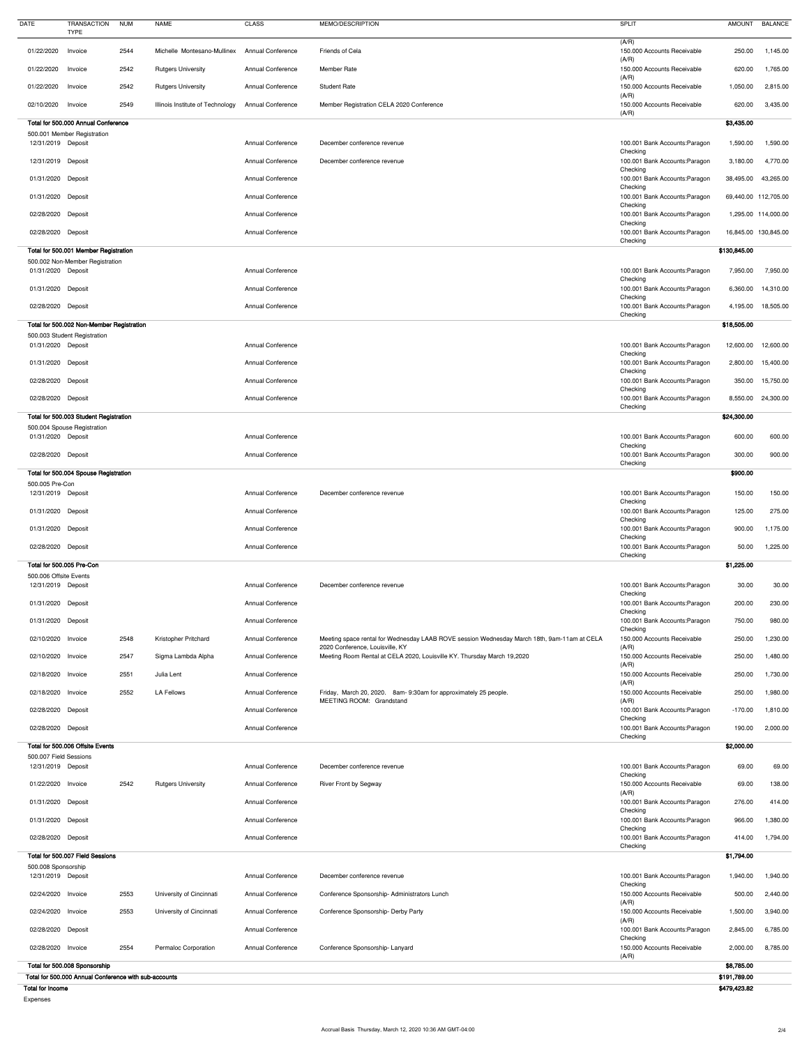| DATE | TRANSACTION TYPE | NUM | NAME | CLASS | MEMO/DESCRIPTION | SPLIT | AMOUNT | BALANCE |
|---|---|---|---|---|---|---|---|---|
| | | | | | | (A/R) | | |
| 01/22/2020 | Invoice | 2544 | Michelle Montesano-Mullinex | Annual Conference | Friends of Cela | 150.000 Accounts Receivable (A/R) | 250.00 | 1,145.00 |
| 01/22/2020 | Invoice | 2542 | Rutgers University | Annual Conference | Member Rate | 150.000 Accounts Receivable (A/R) | 620.00 | 1,765.00 |
| 01/22/2020 | Invoice | 2542 | Rutgers University | Annual Conference | Student Rate | 150.000 Accounts Receivable (A/R) | 1,050.00 | 2,815.00 |
| 02/10/2020 | Invoice | 2549 | Illinois Institute of Technology | Annual Conference | Member Registration CELA 2020 Conference | 150.000 Accounts Receivable (A/R) | 620.00 | 3,435.00 |
| **Total for 500.000 Annual Conference** | | | | | | | **$3,435.00** | |
| 500.001 Member Registration | | | | | | | | |
| 12/31/2019 | Deposit | | | Annual Conference | December conference revenue | 100.001 Bank Accounts:Paragon Checking | 1,590.00 | 1,590.00 |
| 12/31/2019 | Deposit | | | Annual Conference | December conference revenue | 100.001 Bank Accounts:Paragon Checking | 3,180.00 | 4,770.00 |
| 01/31/2020 | Deposit | | | Annual Conference | | 100.001 Bank Accounts:Paragon Checking | 38,495.00 | 43,265.00 |
| 01/31/2020 | Deposit | | | Annual Conference | | 100.001 Bank Accounts:Paragon Checking | 69,440.00 | 112,705.00 |
| 02/28/2020 | Deposit | | | Annual Conference | | 100.001 Bank Accounts:Paragon Checking | 1,295.00 | 114,000.00 |
| 02/28/2020 | Deposit | | | Annual Conference | | 100.001 Bank Accounts:Paragon Checking | 16,845.00 | 130,845.00 |
| **Total for 500.001 Member Registration** | | | | | | | **$130,845.00** | |
| 500.002 Non-Member Registration | | | | | | | | |
| 01/31/2020 | Deposit | | | Annual Conference | | 100.001 Bank Accounts:Paragon Checking | 7,950.00 | 7,950.00 |
| 01/31/2020 | Deposit | | | Annual Conference | | 100.001 Bank Accounts:Paragon Checking | 6,360.00 | 14,310.00 |
| 02/28/2020 | Deposit | | | Annual Conference | | 100.001 Bank Accounts:Paragon Checking | 4,195.00 | 18,505.00 |
| **Total for 500.002 Non-Member Registration** | | | | | | | **$18,505.00** | |
| 500.003 Student Registration | | | | | | | | |
| 01/31/2020 | Deposit | | | Annual Conference | | 100.001 Bank Accounts:Paragon Checking | 12,600.00 | 12,600.00 |
| 01/31/2020 | Deposit | | | Annual Conference | | 100.001 Bank Accounts:Paragon Checking | 2,800.00 | 15,400.00 |
| 02/28/2020 | Deposit | | | Annual Conference | | 100.001 Bank Accounts:Paragon Checking | 350.00 | 15,750.00 |
| 02/28/2020 | Deposit | | | Annual Conference | | 100.001 Bank Accounts:Paragon Checking | 8,550.00 | 24,300.00 |
| **Total for 500.003 Student Registration** | | | | | | | **$24,300.00** | |
| 500.004 Spouse Registration | | | | | | | | |
| 01/31/2020 | Deposit | | | Annual Conference | | 100.001 Bank Accounts:Paragon Checking | 600.00 | 600.00 |
| 02/28/2020 | Deposit | | | Annual Conference | | 100.001 Bank Accounts:Paragon Checking | 300.00 | 900.00 |
| **Total for 500.004 Spouse Registration** | | | | | | | **$900.00** | |
| 500.005 Pre-Con | | | | | | | | |
| 12/31/2019 | Deposit | | | Annual Conference | December conference revenue | 100.001 Bank Accounts:Paragon Checking | 150.00 | 150.00 |
| 01/31/2020 | Deposit | | | Annual Conference | | 100.001 Bank Accounts:Paragon Checking | 125.00 | 275.00 |
| 01/31/2020 | Deposit | | | Annual Conference | | 100.001 Bank Accounts:Paragon Checking | 900.00 | 1,175.00 |
| 02/28/2020 | Deposit | | | Annual Conference | | 100.001 Bank Accounts:Paragon Checking | 50.00 | 1,225.00 |
| **Total for 500.005 Pre-Con** | | | | | | | **$1,225.00** | |
| 500.006 Offsite Events | | | | | | | | |
| 12/31/2019 | Deposit | | | Annual Conference | December conference revenue | 100.001 Bank Accounts:Paragon Checking | 30.00 | 30.00 |
| 01/31/2020 | Deposit | | | Annual Conference | | 100.001 Bank Accounts:Paragon Checking | 200.00 | 230.00 |
| 01/31/2020 | Deposit | | | Annual Conference | | 100.001 Bank Accounts:Paragon Checking | 750.00 | 980.00 |
| 02/10/2020 | Invoice | 2548 | Kristopher Pritchard | Annual Conference | Meeting space rental for Wednesday LAAB ROVE session Wednesday March 18th, 9am-11am at CELA 2020 Conference, Louisville, KY | 150.000 Accounts Receivable (A/R) | 250.00 | 1,230.00 |
| 02/10/2020 | Invoice | 2547 | Sigma Lambda Alpha | Annual Conference | Meeting Room Rental at CELA 2020 Conference, Louisville KY. Thursday March 19,2020 | 150.000 Accounts Receivable (A/R) | 250.00 | 1,480.00 |
| 02/18/2020 | Invoice | 2551 | Julia Lent | Annual Conference | | 150.000 Accounts Receivable (A/R) | 250.00 | 1,730.00 |
| 02/18/2020 | Invoice | 2552 | LA Fellows | Annual Conference | Friday, March 20, 2020. 8am- 9:30am for approximately 25 people. MEETING ROOM: Grandstand | 150.000 Accounts Receivable (A/R) | 250.00 | 1,980.00 |
| 02/28/2020 | Deposit | | | Annual Conference | | 100.001 Bank Accounts:Paragon Checking | -170.00 | 1,810.00 |
| 02/28/2020 | Deposit | | | Annual Conference | | 100.001 Bank Accounts:Paragon Checking | 190.00 | 2,000.00 |
| **Total for 500.006 Offsite Events** | | | | | | | **$2,000.00** | |
| 500.007 Field Sessions | | | | | | | | |
| 12/31/2019 | Deposit | | | Annual Conference | December conference revenue | 100.001 Bank Accounts:Paragon Checking | 69.00 | 69.00 |
| 01/22/2020 | Invoice | 2542 | Rutgers University | Annual Conference | River Front by Segway | 150.000 Accounts Receivable (A/R) | 69.00 | 138.00 |
| 01/31/2020 | Deposit | | | Annual Conference | | 100.001 Bank Accounts:Paragon Checking | 276.00 | 414.00 |
| 01/31/2020 | Deposit | | | Annual Conference | | 100.001 Bank Accounts:Paragon Checking | 966.00 | 1,380.00 |
| 02/28/2020 | Deposit | | | Annual Conference | | 100.001 Bank Accounts:Paragon Checking | 414.00 | 1,794.00 |
| **Total for 500.007 Field Sessions** | | | | | | | **$1,794.00** | |
| 500.008 Sponsorship | | | | | | | | |
| 12/31/2019 | Deposit | | | Annual Conference | December conference revenue | 100.001 Bank Accounts:Paragon Checking | 1,940.00 | 1,940.00 |
| 02/24/2020 | Invoice | 2553 | University of Cincinnati | Annual Conference | Conference Sponsorship- Administrators Lunch | 150.000 Accounts Receivable (A/R) | 500.00 | 2,440.00 |
| 02/24/2020 | Invoice | 2553 | University of Cincinnati | Annual Conference | Conference Sponsorship- Derby Party | 150.000 Accounts Receivable (A/R) | 1,500.00 | 3,940.00 |
| 02/28/2020 | Deposit | | | Annual Conference | | 100.001 Bank Accounts:Paragon Checking | 2,845.00 | 6,785.00 |
| 02/28/2020 | Invoice | 2554 | Permaloc Corporation | Annual Conference | Conference Sponsorship- Lanyard | 150.000 Accounts Receivable (A/R) | 2,000.00 | 8,785.00 |
| **Total for 500.008 Sponsorship** | | | | | | | **$8,785.00** | |
| **Total for 500.000 Annual Conference with sub-accounts** | | | | | | | **$191,789.00** | |
| **Total for Income** | | | | | | | **$479,423.82** | |
| Expenses | | | | | | | | |

Accrual Basis Thursday, March 12, 2020 10:36 AM GMT-04:00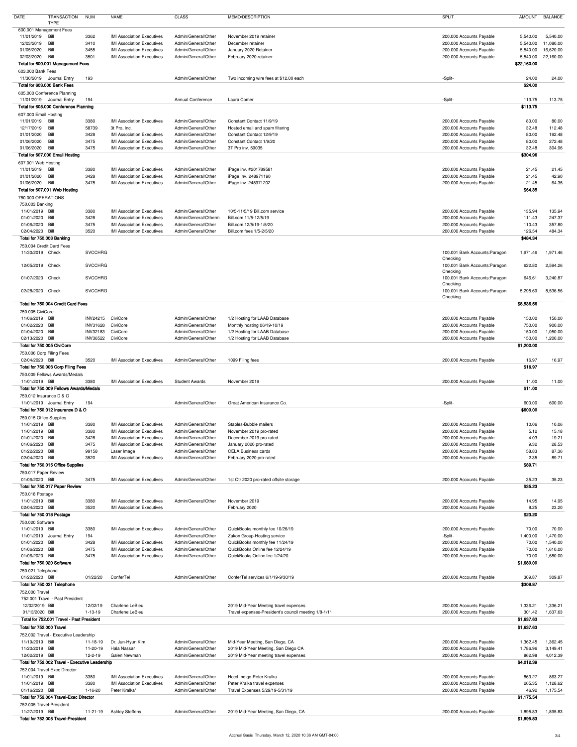| DATE | TRANSACTION TYPE | NUM | NAME | CLASS | MEMO/DESCRIPTION | SPLIT | AMOUNT | BALANCE |
|---|---|---|---|---|---|---|---|---|
| 600.001 Management Fees | | | | | | | | |
| 11/01/2019 | Bill | 3362 | IMI Association Executives | Admin/General/Other | November 2019 retainer | 200.000 Accounts Payable | 5,540.00 | 5,540.00 |
| 12/03/2019 | Bill | 3410 | IMI Association Executives | Admin/General/Other | December retainer | 200.000 Accounts Payable | 5,540.00 | 11,080.00 |
| 01/05/2020 | Bill | 3455 | IMI Association Executives | Admin/General/Other | January 2020 Retainer | 200.000 Accounts Payable | 5,540.00 | 16,620.00 |
| 02/03/2020 | Bill | 3501 | IMI Association Executives | Admin/General/Other | February 2020 retainer | 200.000 Accounts Payable | 5,540.00 | 22,160.00 |
| **Total for 600.001 Management Fees** | | | | | | | **$22,160.00** | |
| 603.000 Bank Fees | | | | | | | | |
| 11/30/2019 | Journal Entry | 193 | | Admin/General/Other | Two incoming wire fees at $12.00 each | -Split- | 24.00 | 24.00 |
| **Total for 603.000 Bank Fees** | | | | | | | **$24.00** | |
| 605.000 Conference Planning | | | | | | | | |
| 11/01/2019 | Journal Entry | 194 | | Annual Conference | Laura Comer | -Split- | 113.75 | 113.75 |
| **Total for 605.000 Conference Planning** | | | | | | | **$113.75** | |
| 607.000 Email Hosting | | | | | | | | |
| 11/01/2019 | Bill | 3380 | IMI Association Executives | Admin/General/Other | Constant Contact 11/9/19 | 200.000 Accounts Payable | 80.00 | 80.00 |
| 12/17/2019 | Bill | 58739 | 3t Pro, Inc. | Admin/General/Other | Hosted email and spam filtering | 200.000 Accounts Payable | 32.48 | 112.48 |
| 01/01/2020 | Bill | 3428 | IMI Association Executives | Admin/General/Other | Constant Contact 12/9/19 | 200.000 Accounts Payable | 80.00 | 192.48 |
| 01/06/2020 | Bill | 3475 | IMI Association Executives | Admin/General/Other | Constant Contact 1/9/20 | 200.000 Accounts Payable | 80.00 | 272.48 |
| 01/06/2020 | Bill | 3475 | IMI Association Executives | Admin/General/Other | 3T Pro inv. 59035 | 200.000 Accounts Payable | 32.48 | 304.96 |
| **Total for 607.000 Email Hosting** | | | | | | | **$304.96** | |
| 607.001 Web Hosting | | | | | | | | |
| 11/01/2019 | Bill | 3380 | IMI Association Executives | Admin/General/Other | iPage inv. #201789581 | 200.000 Accounts Payable | 21.45 | 21.45 |
| 01/01/2020 | Bill | 3428 | IMI Association Executives | Admin/General/Other | iPage Inv. 248971190 | 200.000 Accounts Payable | 21.45 | 42.90 |
| 01/06/2020 | Bill | 3475 | IMI Association Executives | Admin/General/Other | iPage inv. 248971202 | 200.000 Accounts Payable | 21.45 | 64.35 |
| **Total for 607.001 Web Hosting** | | | | | | | **$64.35** | |
| 750.000 OPERATIONS | | | | | | | | |
| 750.003 Banking | | | | | | | | |
| 11/01/2019 | Bill | 3380 | IMI Association Executives | Admin/General/Other | 10/5-11/5/19 Bill.com service | 200.000 Accounts Payable | 135.94 | 135.94 |
| 01/01/2020 | Bill | 3428 | IMI Association Executives | Admin/General/Otherm | Bill.com 11/5-12/5/19 | 200.000 Accounts Payable | 111.43 | 247.37 |
| 01/06/2020 | Bill | 3475 | IMI Association Executives | Admin/General/Other | Bill.com 12/5/19-1/5/20 | 200.000 Accounts Payable | 110.43 | 357.80 |
| 02/04/2020 | Bill | 3520 | IMI Association Executives | Admin/General/Other | Bill.com fees 1/5-2/5/20 | 200.000 Accounts Payable | 126.54 | 484.34 |
| **Total for 750.003 Banking** | | | | | | | **$484.34** | |
| 750.004 Credit Card Fees | | | | | | | | |
| 11/30/2019 | Check | SVCCHRG | | | | 100.001 Bank Accounts:Paragon Checking | 1,971.46 | 1,971.46 |
| 12/05/2019 | Check | SVCCHRG | | | | 100.001 Bank Accounts:Paragon Checking | 622.80 | 2,594.26 |
| 01/07/2020 | Check | SVCCHRG | | | | 100.001 Bank Accounts:Paragon Checking | 646.61 | 3,240.87 |
| 02/28/2020 | Check | SVCCHRG | | | | 100.001 Bank Accounts:Paragon Checking | 5,295.69 | 8,536.56 |
| **Total for 750.004 Credit Card Fees** | | | | | | | **$8,536.56** | |
| 750.005 CiviCore | | | | | | | | |
| 11/06/2019 | Bill | INV24215 | CiviCore | Admin/General/Other | 1/2 Hosting for LAAB Database | 200.000 Accounts Payable | 150.00 | 150.00 |
| 01/02/2020 | Bill | INV31628 | CiviCore | Admin/General/Other | Monthly hosting 06/19-10/19 | 200.000 Accounts Payable | 750.00 | 900.00 |
| 01/04/2020 | Bill | INV32183 | CiviCore | Admin/General/Other | 1/2 Hosting for LAAB Database | 200.000 Accounts Payable | 150.00 | 1,050.00 |
| 02/13/2020 | Bill | INV36522 | CiviCore | Admin/General/Other | 1/2 Hosting for LAAB Database | 200.000 Accounts Payable | 150.00 | 1,200.00 |
| **Total for 750.005 CiviCore** | | | | | | | **$1,200.00** | |
| 750.006 Corp Filing Fees | | | | | | | | |
| 02/04/2020 | Bill | 3520 | IMI Association Executives | Admin/General/Other | 1099 Filing fees | 200.000 Accounts Payable | 16.97 | 16.97 |
| **Total for 750.006 Corp Filing Fees** | | | | | | | **$16.97** | |
| 750.009 Fellows Awards/Medals | | | | | | | | |
| 11/01/2019 | Bill | 3380 | IMI Association Executives | Student Awards | November 2019 | 200.000 Accounts Payable | 11.00 | 11.00 |
| **Total for 750.009 Fellows Awards/Medals** | | | | | | | **$11.00** | |
| 750.012 Insurance D & O | | | | | | | | |
| 11/01/2019 | Journal Entry | 194 | | Admin/General/Other | Great American Insurance Co. | -Split- | 600.00 | 600.00 |
| **Total for 750.012 Insurance D & O** | | | | | | | **$600.00** | |
| 750.015 Office Supplies | | | | | | | | |
| 11/01/2019 | Bill | 3380 | IMI Association Executives | Admin/General/Other | Staples-Bubble mailers | 200.000 Accounts Payable | 10.06 | 10.06 |
| 11/01/2019 | Bill | 3380 | IMI Association Executives | Admin/General/Other | November 2019 pro-rated | 200.000 Accounts Payable | 5.12 | 15.18 |
| 01/01/2020 | Bill | 3428 | IMI Association Executives | Admin/General/Other | December 2019 pro-rated | 200.000 Accounts Payable | 4.03 | 19.21 |
| 01/06/2020 | Bill | 3475 | IMI Association Executives | Admin/General/Other | January 2020 pro-rated | 200.000 Accounts Payable | 9.32 | 28.53 |
| 01/22/2020 | Bill | 99158 | Laser Image | Admin/General/Other | CELA Business cards | 200.000 Accounts Payable | 58.83 | 87.36 |
| 02/04/2020 | Bill | 3520 | IMI Association Executives | Admin/General/Other | February 2020 pro-rated | 200.000 Accounts Payable | 2.35 | 89.71 |
| **Total for 750.015 Office Supplies** | | | | | | | **$89.71** | |
| 750.017 Paper Review | | | | | | | | |
| 01/06/2020 | Bill | 3475 | IMI Association Executives | Admin/General/Other | 1st Qtr 2020 pro-rated offsite storage | 200.000 Accounts Payable | 35.23 | 35.23 |
| **Total for 750.017 Paper Review** | | | | | | | **$35.23** | |
| 750.018 Postage | | | | | | | | |
| 11/01/2019 | Bill | 3380 | IMI Association Executives | Admin/General/Other | November 2019 | 200.000 Accounts Payable | 14.95 | 14.95 |
| 02/04/2020 | Bill | 3520 | IMI Association Executives | | February 2020 | 200.000 Accounts Payable | 8.25 | 23.20 |
| **Total for 750.018 Postage** | | | | | | | **$23.20** | |
| 750.020 Software | | | | | | | | |
| 11/01/2019 | Bill | 3380 | IMI Association Executives | Admin/General/Other | QuickBooks monthly fee 10/26/19 | 200.000 Accounts Payable | 70.00 | 70.00 |
| 11/01/2019 | Journal Entry | 194 | | Admin/General/Other | Zakon Group-Hosting service | -Split- | 1,400.00 | 1,470.00 |
| 01/01/2020 | Bill | 3428 | IMI Association Executives | Admin/General/Other | QuickBooks monthly fee 11/24/19 | 200.000 Accounts Payable | 70.00 | 1,540.00 |
| 01/06/2020 | Bill | 3475 | IMI Association Executives | Admin/General/Other | QuickBooks Online fee 12/24/19 | 200.000 Accounts Payable | 70.00 | 1,610.00 |
| 01/06/2020 | Bill | 3475 | IMI Association Executives | Admin/General/Other | QuickBooks Online fee 1/24/20 | 200.000 Accounts Payable | 70.00 | 1,680.00 |
| **Total for 750.020 Software** | | | | | | | **$1,680.00** | |
| 750.021 Telephone | | | | | | | | |
| 01/22/2020 | Bill | 01/22/20 | ConferTel | Admin/General/Other | ConferTel services 6/1/19-9/30/19 | 200.000 Accounts Payable | 309.87 | 309.87 |
| **Total for 750.021 Telephone** | | | | | | | **$309.87** | |
| 752.000 Travel | | | | | | | | |
| 752.001 Travel - Past President | | | | | | | | |
| 12/02/2019 | Bill | 12/02/19 | Charlene LeBleu | | 2019 Mid-Year Meeting travel expenses | 200.000 Accounts Payable | 1,336.21 | 1,336.21 |
| 01/13/2020 | Bill | 1-13-19 | Charlene LeBleu | | Travel expenses-President's council meeting 1/8-1/11 | 200.000 Accounts Payable | 301.42 | 1,637.63 |
| **Total for 752.001 Travel - Past President** | | | | | | | **$1,637.63** | |
| **Total for 752.000 Travel** | | | | | | | **$1,637.63** | |
| 752.002 Travel - Executive Leadership | | | | | | | | |
| 11/19/2019 | Bill | 11-18-19 | Dr. Jun-Hyun Kim | Admin/General/Other | Mid-Year Meeting, San Diego, CA | 200.000 Accounts Payable | 1,362.45 | 1,362.45 |
| 11/20/2019 | Bill | 11-20-19 | Hala Nassar | Admin/General/Other | 2019 Mid-Year Meeting, San Diego CA | 200.000 Accounts Payable | 1,786.96 | 3,149.41 |
| 12/02/2019 | Bill | 12-2-19 | Galen Newman | Admin/General/Other | 2019 Mid-Year meeting travel expenses | 200.000 Accounts Payable | 862.98 | 4,012.39 |
| **Total for 752.002 Travel - Executive Leadership** | | | | | | | **$4,012.39** | |
| 752.004 Travel-Exec Director | | | | | | | | |
| 11/01/2019 | Bill | 3380 | IMI Association Executives | Admin/General/Other | Hotel Indigo-Peter Kralka | 200.000 Accounts Payable | 863.27 | 863.27 |
| 11/01/2019 | Bill | 3380 | IMI Association Executives | Admin/General/Other | Peter Kralka travel expenses | 200.000 Accounts Payable | 265.35 | 1,128.62 |
| 01/16/2020 | Bill | 1-16-20 | Peter Kralka* | Admin/General/Other | Travel Expenses 5/29/19-5/31/19 | 200.000 Accounts Payable | 46.92 | 1,175.54 |
| **Total for 752.004 Travel-Exec Director** | | | | | | | **$1,175.54** | |
| 752.005 Travel-President | | | | | | | | |
| 11/27/2019 | Bill | 11-21-19 | Ashley Steffens | Admin/General/Other | 2019 Mid-Year Meeting, San Diego, CA | 200.000 Accounts Payable | 1,895.83 | 1,895.83 |
| **Total for 752.005 Travel-President** | | | | | | | **$1,895.83** | |

Accrual Basis Thursday, March 12, 2020 10:36 AM GMT-04:00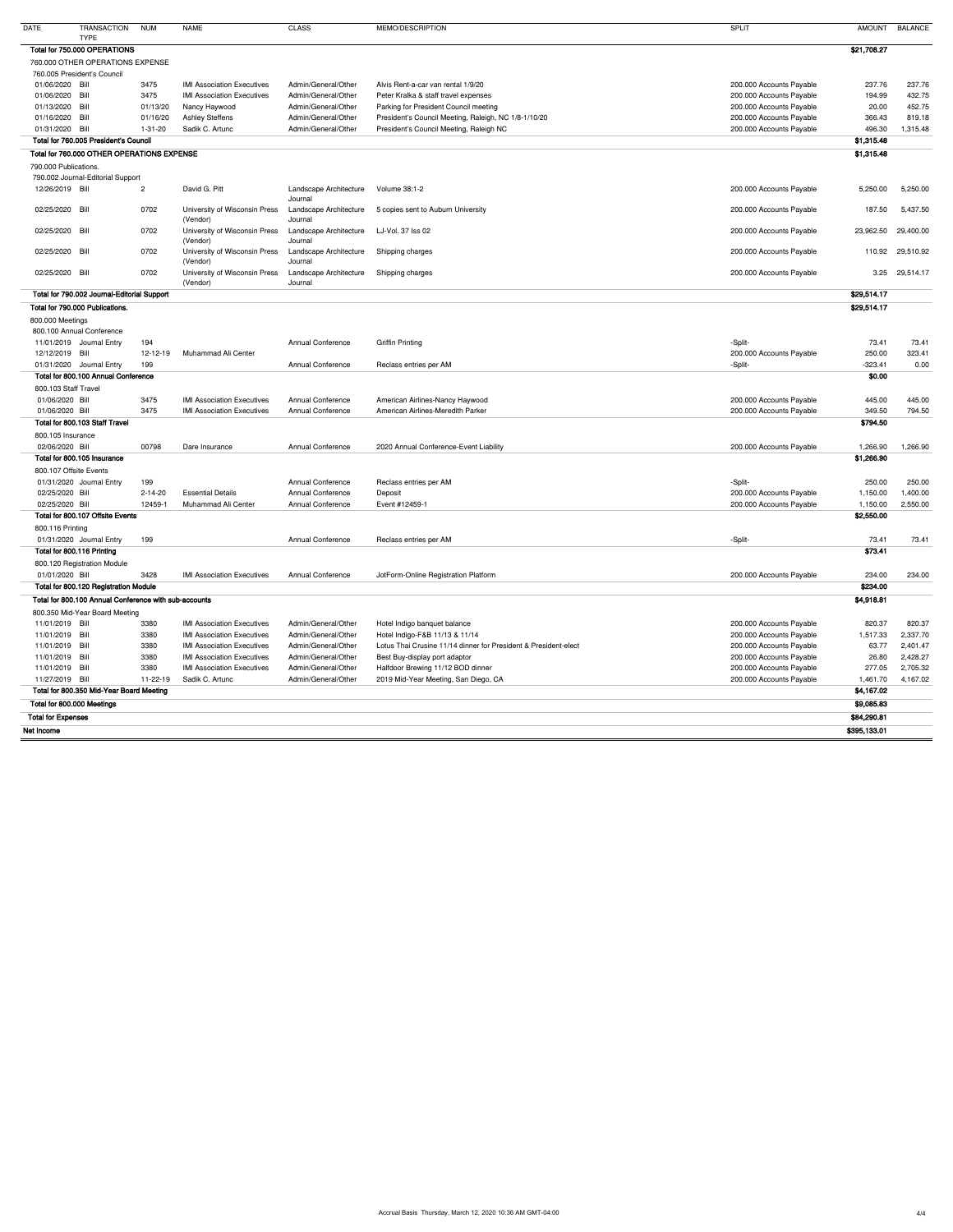| DATE | TRANSACTION TYPE | NUM | NAME | CLASS | MEMO/DESCRIPTION | SPLIT | AMOUNT | BALANCE |
|---|---|---|---|---|---|---|---|---|
| **Total for 750.000 OPERATIONS** | | | | | | | **$21,708.27** | |
| 760.000 OTHER OPERATIONS EXPENSE | | | | | | | | |
| 760.005 President's Council | | | | | | | | |
| 01/06/2020 | Bill | 3475 | IMI Association Executives | Admin/General/Other | Alvis Rent-a-car van rental 1/9/20 | 200.000 Accounts Payable | 237.76 | 237.76 |
| 01/06/2020 | Bill | 3475 | IMI Association Executives | Admin/General/Other | Peter Kralka & staff travel expenses | 200.000 Accounts Payable | 194.99 | 432.75 |
| 01/13/2020 | Bill | 01/13/20 | Nancy Haywood | Admin/General/Other | Parking for President Council meeting | 200.000 Accounts Payable | 20.00 | 452.75 |
| 01/16/2020 | Bill | 01/16/20 | Ashley Steffens | Admin/General/Other | President's Council Meeting, Raleigh, NC 1/8-1/10/20 | 200.000 Accounts Payable | 366.43 | 819.18 |
| 01/31/2020 | Bill | 1-31-20 | Sadik C. Artunc | Admin/General/Other | President's Council Meeting, Raleigh NC | 200.000 Accounts Payable | 496.30 | 1,315.48 |
| **Total for 760.005 President's Council** | | | | | | | **$1,315.48** | |
| **Total for 760.000 OTHER OPERATIONS EXPENSE** | | | | | | | **$1,315.48** | |
| 790.000 Publications. | | | | | | | | |
| 790.002 Journal-Editorial Support | | | | | | | | |
| 12/26/2019 | Bill | 2 | David G. Pitt | Landscape Architecture Journal | Volume 38:1-2 | 200.000 Accounts Payable | 5,250.00 | 5,250.00 |
| 02/25/2020 | Bill | 0702 | University of Wisconsin Press (Vendor) | Landscape Architecture Journal | 5 copies sent to Auburn University | 200.000 Accounts Payable | 187.50 | 5,437.50 |
| 02/25/2020 | Bill | 0702 | University of Wisconsin Press (Vendor) | Landscape Architecture Journal | LJ-Vol. 37 Iss 02 | 200.000 Accounts Payable | 23,962.50 | 29,400.00 |
| 02/25/2020 | Bill | 0702 | University of Wisconsin Press (Vendor) | Landscape Architecture Journal | Shipping charges | 200.000 Accounts Payable | 110.92 | 29,510.92 |
| 02/25/2020 | Bill | 0702 | University of Wisconsin Press (Vendor) | Landscape Architecture Journal | Shipping charges | 200.000 Accounts Payable | 3.25 | 29,514.17 |
| **Total for 790.002 Journal-Editorial Support** | | | | | | | **$29,514.17** | |
| **Total for 790.000 Publications.** | | | | | | | **$29,514.17** | |
| 800.000 Meetings | | | | | | | | |
| 800.100 Annual Conference | | | | | | | | |
| 11/01/2019 | Journal Entry | 194 | | Annual Conference | Griffin Printing | -Split- | 73.41 | 73.41 |
| 12/12/2019 | Bill | 12-12-19 | Muhammad Ali Center | | | 200.000 Accounts Payable | 250.00 | 323.41 |
| 01/31/2020 | Journal Entry | 199 | | Annual Conference | Reclass entries per AM | -Split- | -323.41 | 0.00 |
| **Total for 800.100 Annual Conference** | | | | | | | **$0.00** | |
| 800.103 Staff Travel | | | | | | | | |
| 01/06/2020 | Bill | 3475 | IMI Association Executives | Annual Conference | American Airlines-Nancy Haywood | 200.000 Accounts Payable | 445.00 | 445.00 |
| 01/06/2020 | Bill | 3475 | IMI Association Executives | Annual Conference | American Airlines-Meredith Parker | 200.000 Accounts Payable | 349.50 | 794.50 |
| **Total for 800.103 Staff Travel** | | | | | | | **$794.50** | |
| 800.105 Insurance | | | | | | | | |
| 02/06/2020 | Bill | 00798 | Dare Insurance | Annual Conference | 2020 Annual Conference-Event Liability | 200.000 Accounts Payable | 1,266.90 | 1,266.90 |
| **Total for 800.105 Insurance** | | | | | | | **$1,266.90** | |
| 800.107 Offsite Events | | | | | | | | |
| 01/31/2020 | Journal Entry | 199 | | Annual Conference | Reclass entries per AM | -Split- | 250.00 | 250.00 |
| 02/25/2020 | Bill | 2-14-20 | Essential Details | Annual Conference | Deposit | 200.000 Accounts Payable | 1,150.00 | 1,400.00 |
| 02/25/2020 | Bill | 12459-1 | Muhammad Ali Center | Annual Conference | Event #12459-1 | 200.000 Accounts Payable | 1,150.00 | 2,550.00 |
| **Total for 800.107 Offsite Events** | | | | | | | **$2,550.00** | |
| 800.116 Printing | | | | | | | | |
| 01/31/2020 | Journal Entry | 199 | | Annual Conference | Reclass entries per AM | -Split- | 73.41 | 73.41 |
| **Total for 800.116 Printing** | | | | | | | **$73.41** | |
| 800.120 Registration Module | | | | | | | | |
| 01/01/2020 | Bill | 3428 | IMI Association Executives | Annual Conference | JotForm-Online Registration Platform | 200.000 Accounts Payable | 234.00 | 234.00 |
| **Total for 800.120 Registration Module** | | | | | | | **$234.00** | |
| **Total for 800.100 Annual Conference with sub-accounts** | | | | | | | **$4,918.81** | |
| 800.350 Mid-Year Board Meeting | | | | | | | | |
| 11/01/2019 | Bill | 3380 | IMI Association Executives | Admin/General/Other | Hotel Indigo banquet balance | 200.000 Accounts Payable | 820.37 | 820.37 |
| 11/01/2019 | Bill | 3380 | IMI Association Executives | Admin/General/Other | Hotel Indigo-F&B 11/13 & 11/14 | 200.000 Accounts Payable | 1,517.33 | 2,337.70 |
| 11/01/2019 | Bill | 3380 | IMI Association Executives | Admin/General/Other | Lotus Thai Crusine 11/14 dinner for President & President-elect | 200.000 Accounts Payable | 63.77 | 2,401.47 |
| 11/01/2019 | Bill | 3380 | IMI Association Executives | Admin/General/Other | Best Buy-display port adaptor | 200.000 Accounts Payable | 26.80 | 2,428.27 |
| 11/01/2019 | Bill | 3380 | IMI Association Executives | Admin/General/Other | Halfdoor Brewing 11/12 BOD dinner | 200.000 Accounts Payable | 277.05 | 2,705.32 |
| 11/27/2019 | Bill | 11-22-19 | Sadik C. Artunc | Admin/General/Other | 2019 Mid-Year Meeting, San Diego, CA | 200.000 Accounts Payable | 1,461.70 | 4,167.02 |
| **Total for 800.350 Mid-Year Board Meeting** | | | | | | | **$4,167.02** | |
| **Total for 800.000 Meetings** | | | | | | | **$9,085.83** | |
| **Total for Expenses** | | | | | | | **$84,290.81** | |
| **Net Income** | | | | | | | **$395,133.01** | |

Accrual Basis Thursday, March 12, 2020 10:36 AM GMT-04:00